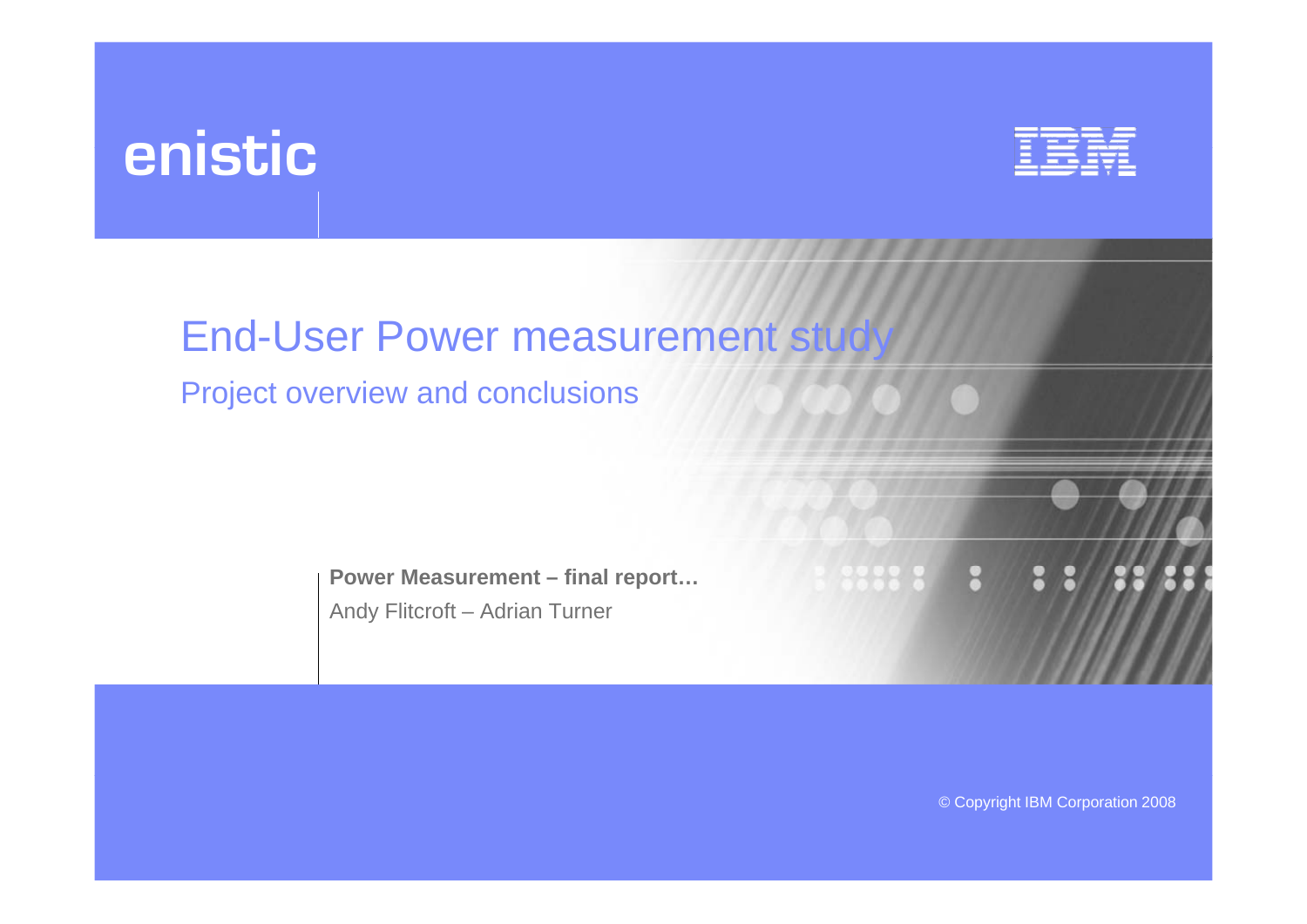enistic

IBM

# End-User Power measurement study

## Project overview and conclusions

**Power Measurement – final report…**

Andy Flitcroft – Adrian Turner

© Copyright IBM Corporation 2008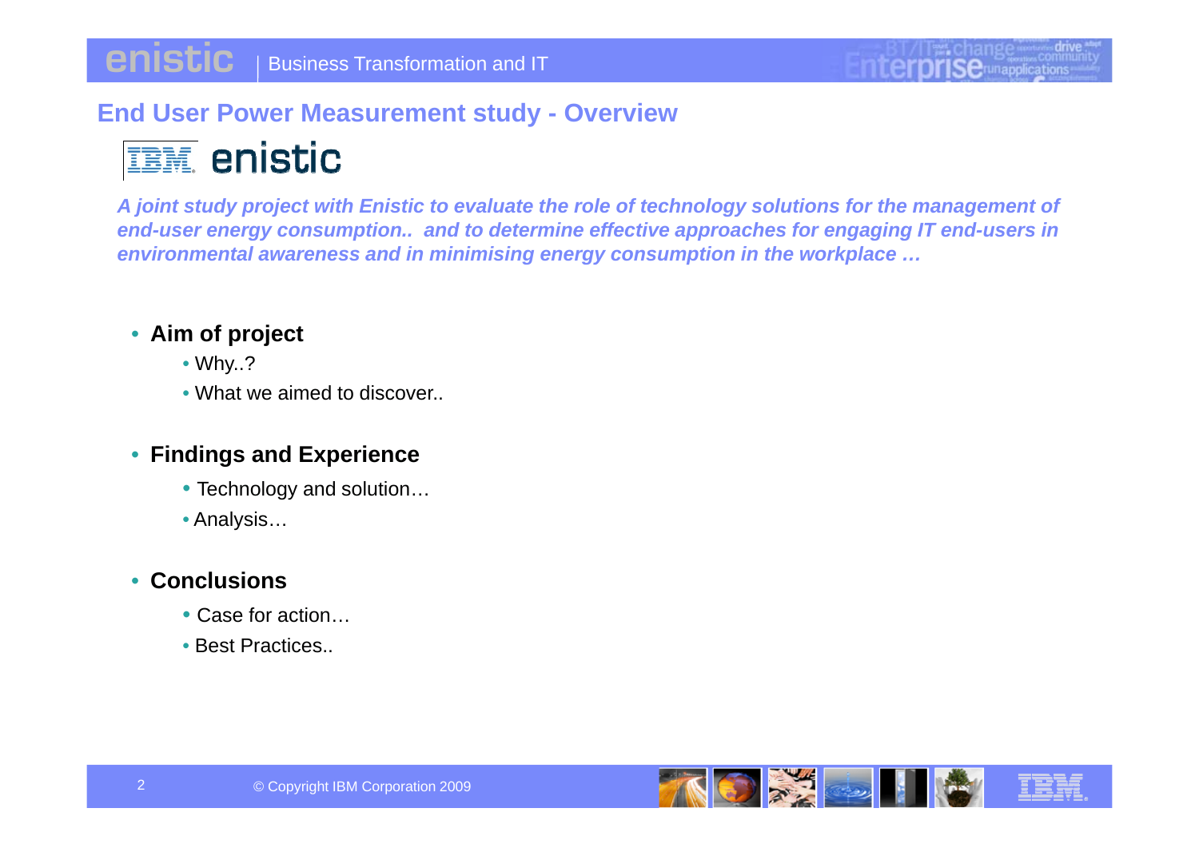## End User Power Measurement study - Overview

*A joint study project with Enistic to evaluate the role of technology solutions for the management of end-user energy consumption.. and to determine effective approaches for engaging IT end-users in environmental awareness and in minimising energy consumption in the workplace …*

- **Aim of project**
  - Why..?
  - What we aimed to discover..
- **Findings and Experience**
  - Technology and solution…
  - Analysis…
- **Conclusions**
  - Case for action…
  - Best Practices..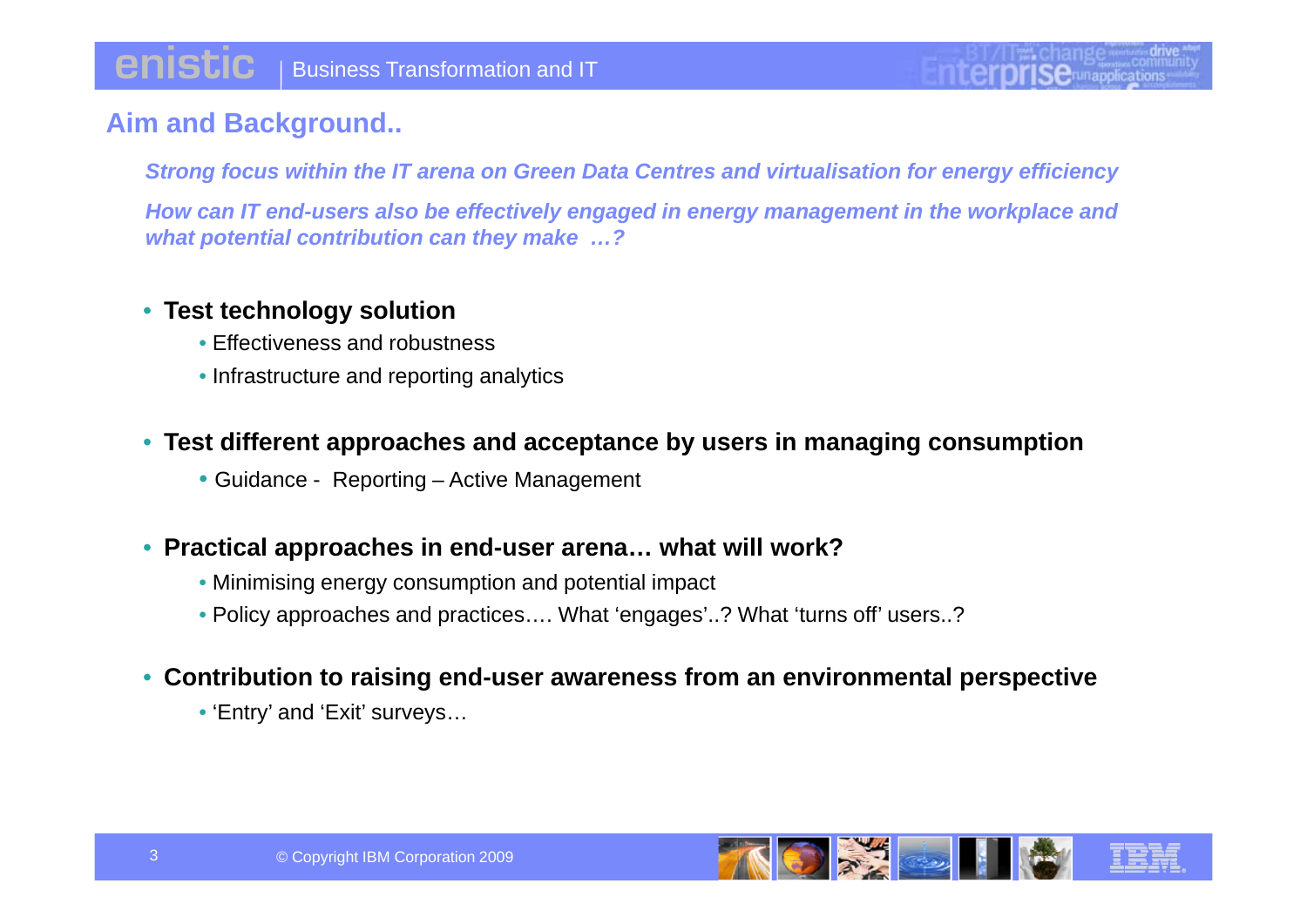## Aim and Background..

***Strong focus within the IT arena on Green Data Centres and virtualisation for energy efficiency***

***How can IT end-users also be effectively engaged in energy management in the workplace and what potential contribution can they make …?***

- **Test technology solution**
  - Effectiveness and robustness
  - Infrastructure and reporting analytics
- **Test different approaches and acceptance by users in managing consumption**
  - Guidance - Reporting – Active Management
- **Practical approaches in end-user arena… what will work?**
  - Minimising energy consumption and potential impact
  - Policy approaches and practices…. What 'engages'..? What 'turns off' users..?
- **Contribution to raising end-user awareness from an environmental perspective**
  - 'Entry' and 'Exit' surveys…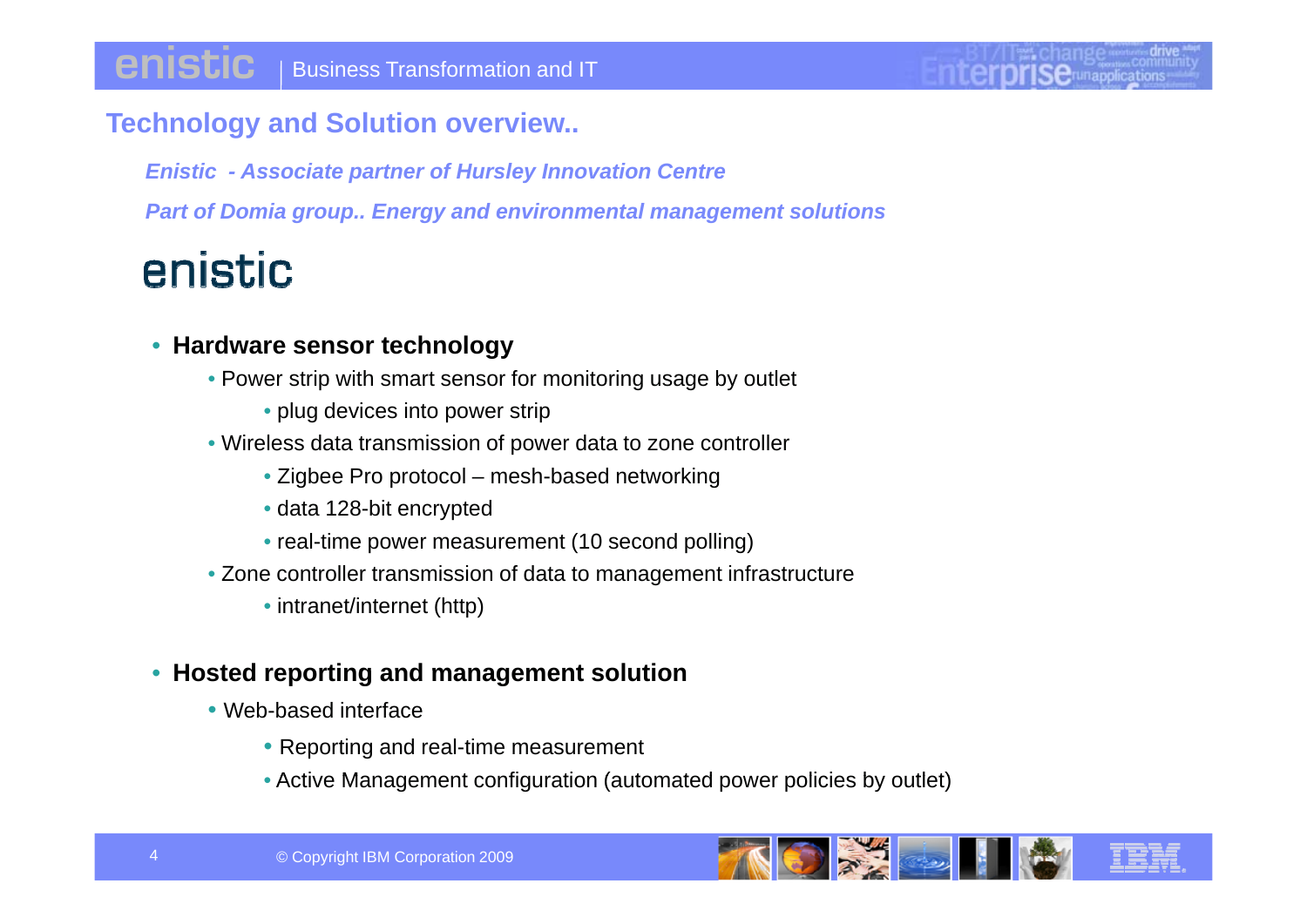## Technology and Solution overview..

*Enistic - Associate partner of Hursley Innovation Centre*

*Part of Domia group.. Energy and environmental management solutions*

enistic

- **Hardware sensor technology**
  - Power strip with smart sensor for monitoring usage by outlet
    - plug devices into power strip
  - Wireless data transmission of power data to zone controller
    - Zigbee Pro protocol – mesh-based networking
    - data 128-bit encrypted
    - real-time power measurement (10 second polling)
  - Zone controller transmission of data to management infrastructure
    - intranet/internet (http)

- **Hosted reporting and management solution**
  - Web-based interface
    - Reporting and real-time measurement
    - Active Management configuration (automated power policies by outlet)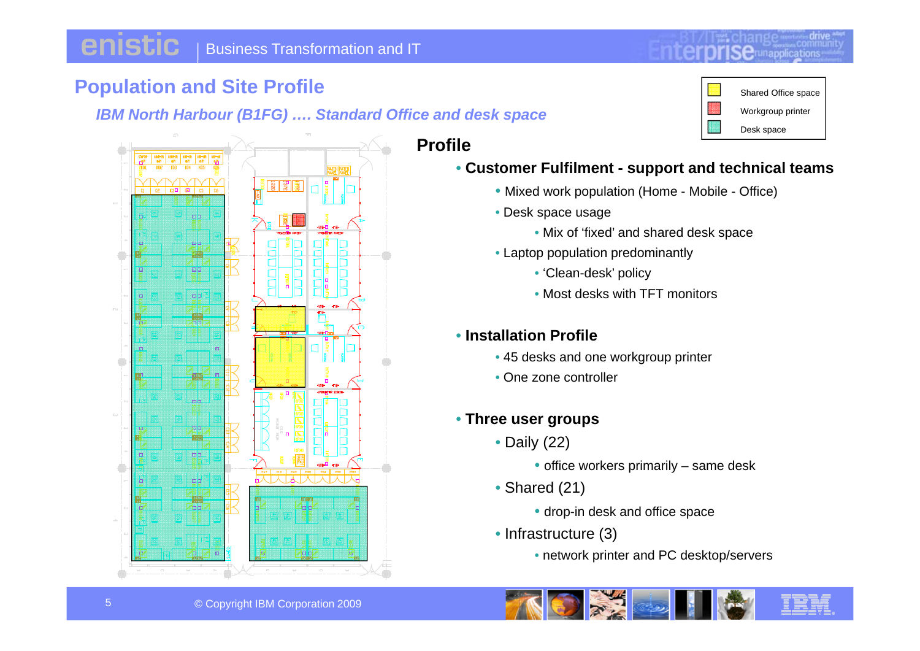# Population and Site Profile

*IBM North Harbour (B1FG) …. Standard Office and desk space*

Shared Office space
Workgroup printer
Desk space

## Profile

- **Customer Fulfilment - support and technical teams**
  - Mixed work population (Home - Mobile - Office)
  - Desk space usage
    - Mix of 'fixed' and shared desk space
  - Laptop population predominantly
    - 'Clean-desk' policy
    - Most desks with TFT monitors
- **Installation Profile**
  - 45 desks and one workgroup printer
  - One zone controller
- **Three user groups**
  - Daily (22)
    - office workers primarily – same desk
  - Shared (21)
    - drop-in desk and office space
  - Infrastructure (3)
    - network printer and PC desktop/servers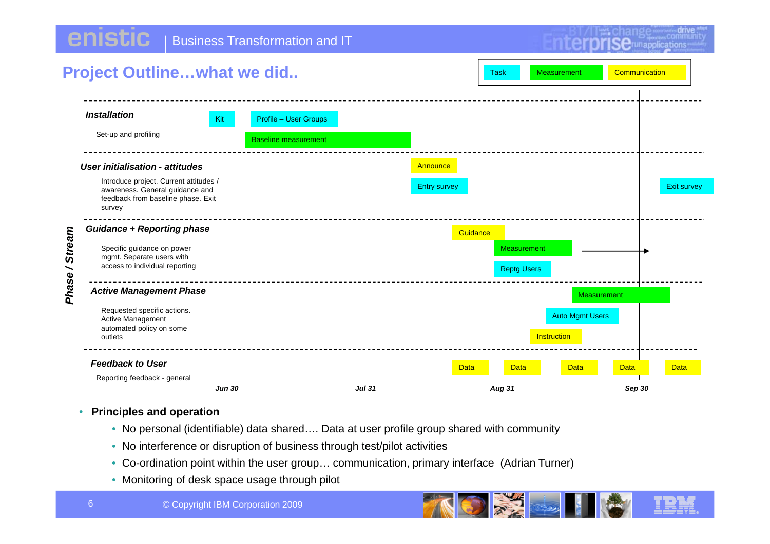# Project Outline…what we did..

Task | Measurement | Communication

Phase / Stream

***Installation***

Set-up and profiling

Kit

Profile – User Groups

Baseline measurement

***User initialisation - attitudes***

Introduce project. Current attitudes / awareness. General guidance and feedback from baseline phase. Exit survey

Announce

Entry survey

Exit survey

***Guidance + Reporting phase***

Specific guidance on power mgmt. Separate users with access to individual reporting

Guidance

Measurement

Reptg Users

***Active Management Phase***

Requested specific actions. Active Management automated policy on some outlets

Measurement

Auto Mgmt Users

Instruction

***Feedback to User***

Reporting feedback - general

Data

Data

Data

Data

Data

*Jun 30* *Jul 31* *Aug 31* *Sep 30*

- **Principles and operation**
  - No personal (identifiable) data shared…. Data at user profile group shared with community
  - No interference or disruption of business through test/pilot activities
  - Co-ordination point within the user group… communication, primary interface (Adrian Turner)
  - Monitoring of desk space usage through pilot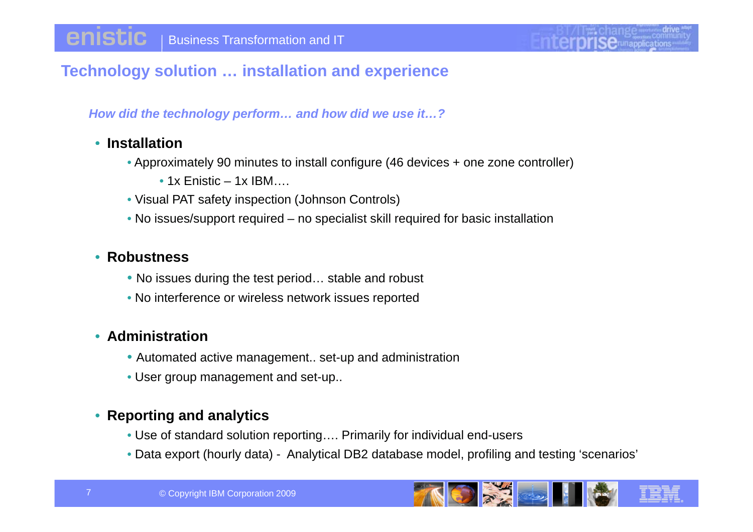## Technology solution … installation and experience

*How did the technology perform… and how did we use it…?*

- **Installation**
  - Approximately 90 minutes to install configure (46 devices + one zone controller)
    - 1x Enistic – 1x IBM….
  - Visual PAT safety inspection (Johnson Controls)
  - No issues/support required – no specialist skill required for basic installation

- **Robustness**
  - No issues during the test period… stable and robust
  - No interference or wireless network issues reported

- **Administration**
  - Automated active management.. set-up and administration
  - User group management and set-up..

- **Reporting and analytics**
  - Use of standard solution reporting…. Primarily for individual end-users
  - Data export (hourly data) - Analytical DB2 database model, profiling and testing 'scenarios'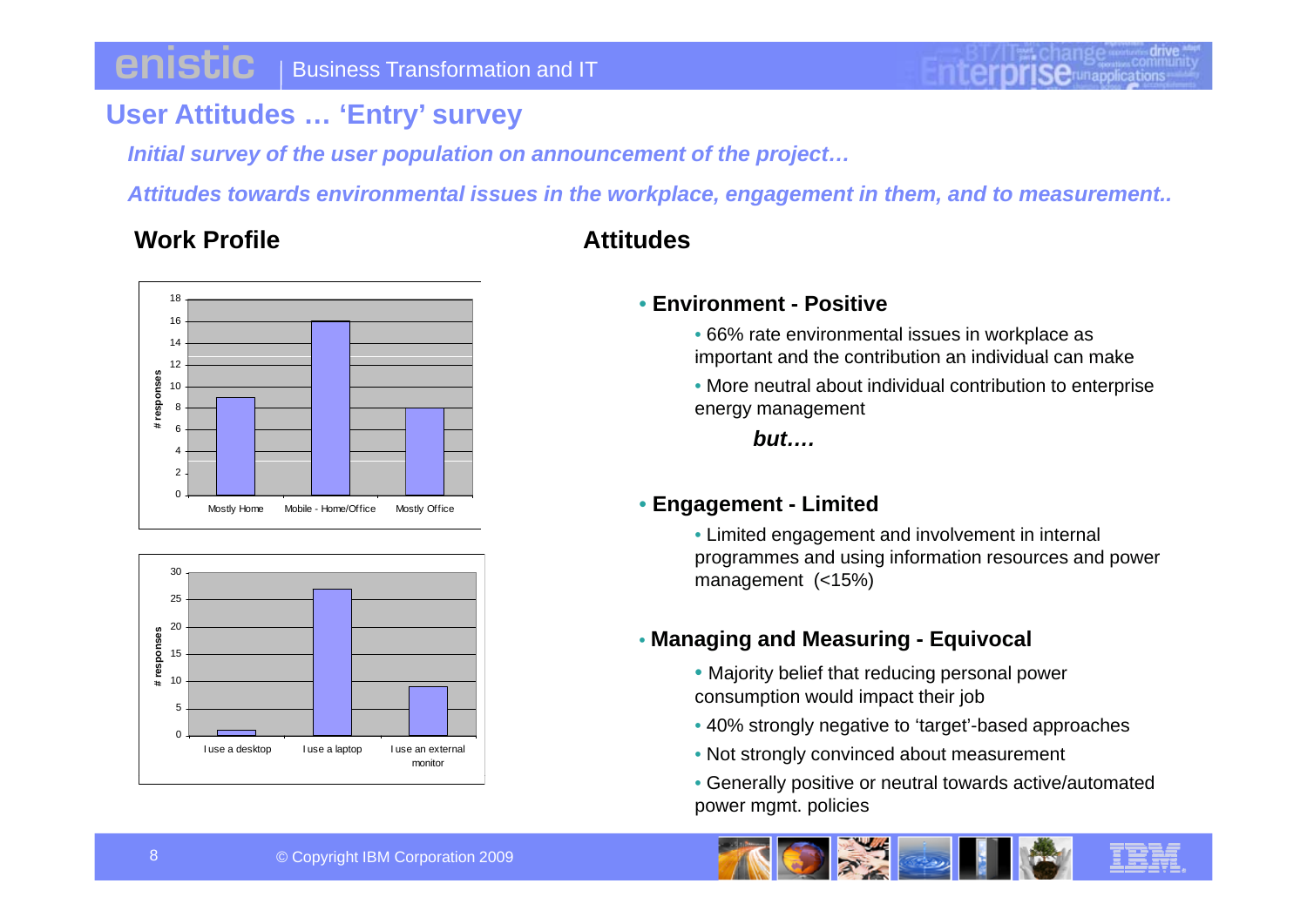# User Attitudes … 'Entry' survey

***Initial survey of the user population on announcement of the project…***

***Attitudes towards environmental issues in the workplace, engagement in them, and to measurement..***

## Work Profile

18
16
14
12
10
8
6
4
2
0

# responses

Mostly Home
Mobile - Home/Office
Mostly Office

30
25
20
15
10
5
0

# responses

I use a desktop
I use a laptop
I use an external monitor

## Attitudes

- **Environment - Positive**
  - 66% rate environmental issues in workplace as important and the contribution an individual can make
  - More neutral about individual contribution to enterprise energy management

***but….***

- **Engagement - Limited**
  - Limited engagement and involvement in internal programmes and using information resources and power management (<15%)

- **Managing and Measuring - Equivocal**
  - Majority belief that reducing personal power consumption would impact their job
  - 40% strongly negative to 'target'-based approaches
  - Not strongly convinced about measurement
  - Generally positive or neutral towards active/automated power mgmt. policies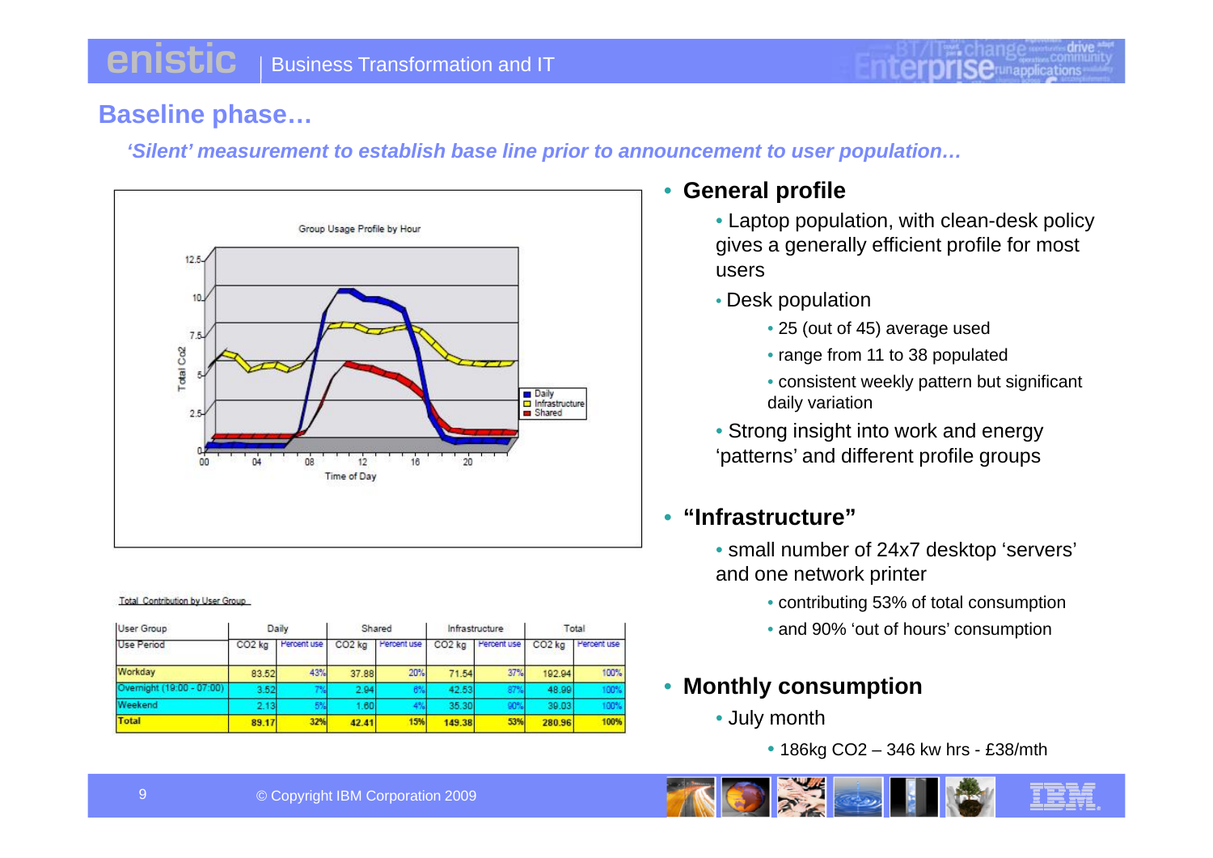## Baseline phase…

*'Silent' measurement to establish base line prior to announcement to user population…*

Group Usage Profile by Hour

Total Co2

12.5
10
7.5
5
2.5
0

00 04 08 12 16 20

Time of Day

Daily
Infrastructure
Shared

Total Contribution by User Group

| User Group | Daily | | Shared | | Infrastructure | | Total | |
|---|---|---|---|---|---|---|---|---|
| Use Period | CO2 kg | Percent use | CO2 kg | Percent use | CO2 kg | Percent use | CO2 kg | Percent use |
| Workday | 83.52 | 43% | 37.88 | 20% | 71.54 | 37% | 192.94 | 100% |
| Overnight (19:00 - 07:00) | 3.52 | 7% | 2.94 | 6% | 42.53 | 87% | 48.99 | 100% |
| Weekend | 2.13 | 5% | 1.60 | 4% | 35.30 | 90% | 39.03 | 100% |
| Total | 89.17 | 32% | 42.41 | 15% | 149.38 | 53% | 280.96 | 100% |

- **General profile**
  - Laptop population, with clean-desk policy gives a generally efficient profile for most users
  - Desk population
    - 25 (out of 45) average used
    - range from 11 to 38 populated
    - consistent weekly pattern but significant daily variation
  - Strong insight into work and energy 'patterns' and different profile groups
- **"Infrastructure"**
  - small number of 24x7 desktop 'servers' and one network printer
    - contributing 53% of total consumption
    - and 90% 'out of hours' consumption
- **Monthly consumption**
  - July month
    - 186kg CO2 – 346 kw hrs - £38/mth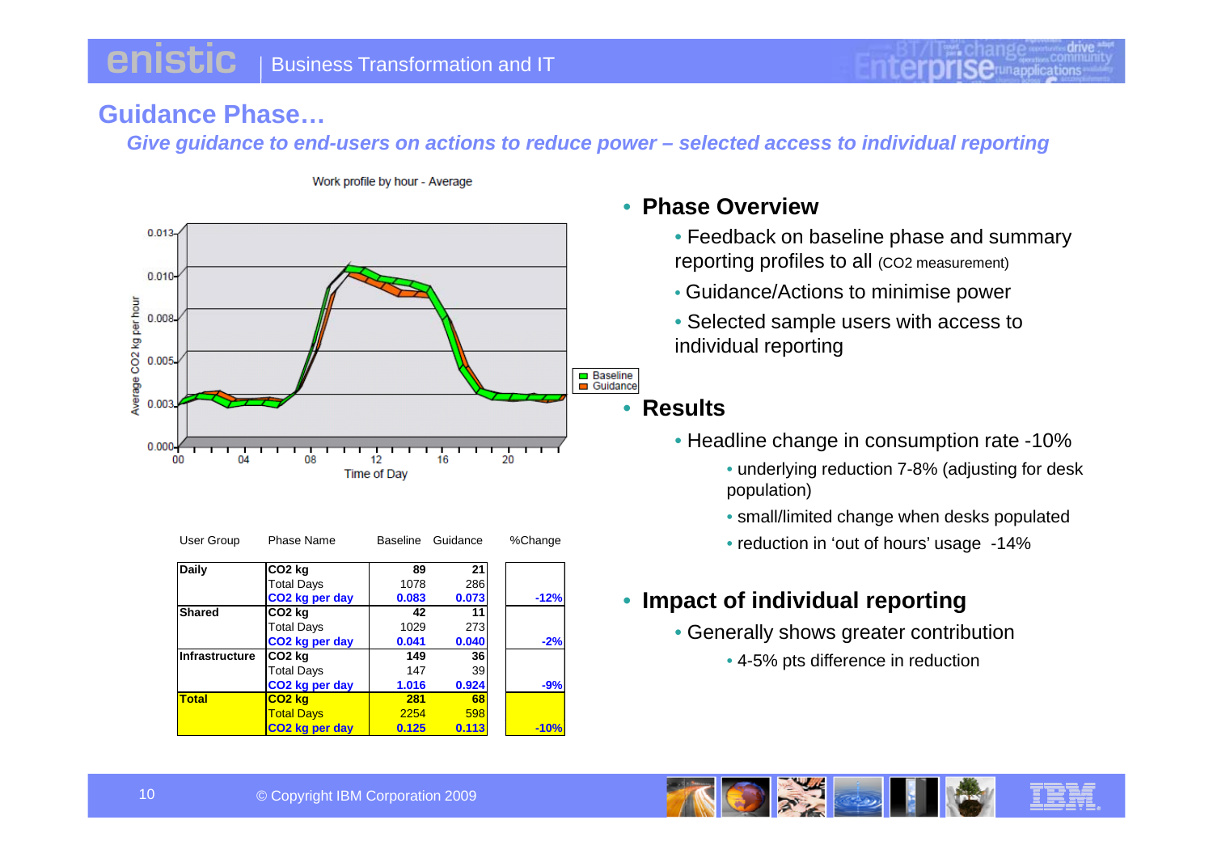## Guidance Phase…

*Give guidance to end-users on actions to reduce power – selected access to individual reporting*

Work profile by hour - Average

| User Group | Phase Name | Baseline | Guidance | %Change |
|---|---|---|---|---|
| **Daily** | **$CO_2$ kg** | **89** | **21** | |
| | Total Days | 1078 | 286 | |
| | **$CO_2$ kg per day** | **0.083** | **0.073** | **-12%** |
| **Shared** | **$CO_2$ kg** | **42** | **11** | |
| | Total Days | 1029 | 273 | |
| | **$CO_2$ kg per day** | **0.041** | **0.040** | **-2%** |
| **Infrastructure** | **$CO_2$ kg** | **149** | **36** | |
| | Total Days | 147 | 39 | |
| | **$CO_2$ kg per day** | **1.016** | **0.924** | **-9%** |
| **Total** | **$CO_2$ kg** | **281** | **68** | |
| | Total Days | 2254 | 598 | |
| | **$CO_2$ kg per day** | **0.125** | **0.113** | **-10%** |

- **Phase Overview**
  - Feedback on baseline phase and summary reporting profiles to all ($CO_2$ measurement)
  - Guidance/Actions to minimise power
  - Selected sample users with access to individual reporting
- **Results**
  - Headline change in consumption rate -10%
    - underlying reduction 7-8% (adjusting for desk population)
    - small/limited change when desks populated
    - reduction in 'out of hours' usage -14%
- **Impact of individual reporting**
  - Generally shows greater contribution
    - 4-5% pts difference in reduction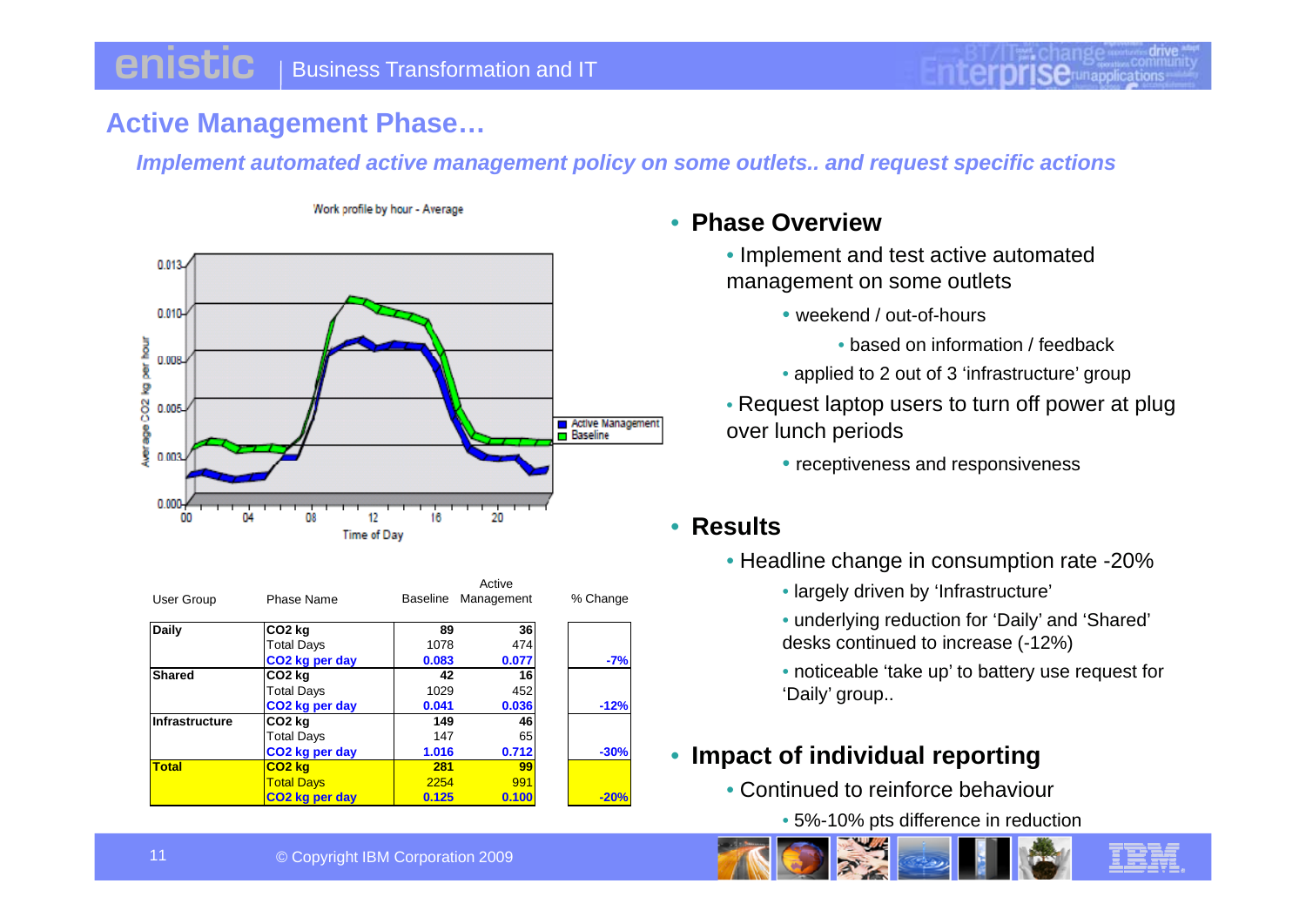## Active Management Phase…

*Implement automated active management policy on some outlets.. and request specific actions*

Work profile by hour - Average

Average CO2 kg per hour

0.013
0.010
0.008
0.005
0.003
0.000

00 04 08 12 16 20

Time of Day

Active Management
Baseline

| User Group | Phase Name | Baseline | Active Management | % Change |
|---|---|---|---|---|
| **Daily** | **$CO_2$ kg** | **89** | **36** | |
| | Total Days | 1078 | 474 | |
| | **$CO_2$ kg per day** | **0.083** | **0.077** | **-7%** |
| **Shared** | **$CO_2$ kg** | **42** | **16** | |
| | Total Days | 1029 | 452 | |
| | **$CO_2$ kg per day** | **0.041** | **0.036** | **-12%** |
| **Infrastructure** | **$CO_2$ kg** | **149** | **46** | |
| | Total Days | 147 | 65 | |
| | **$CO_2$ kg per day** | **1.016** | **0.712** | **-30%** |
| **Total** | **$CO_2$ kg** | **281** | **99** | |
| | Total Days | 2254 | 991 | |
| | **$CO_2$ kg per day** | **0.125** | **0.100** | **-20%** |

- **Phase Overview**
  - Implement and test active automated management on some outlets
    - weekend / out-of-hours
      - based on information / feedback
    - applied to 2 out of 3 'infrastructure' group
  - Request laptop users to turn off power at plug over lunch periods
    - receptiveness and responsiveness

- **Results**
  - Headline change in consumption rate -20%
    - largely driven by 'Infrastructure'
    - underlying reduction for 'Daily' and 'Shared' desks continued to increase (-12%)
    - noticeable 'take up' to battery use request for 'Daily' group..

- **Impact of individual reporting**
  - Continued to reinforce behaviour
    - 5%-10% pts difference in reduction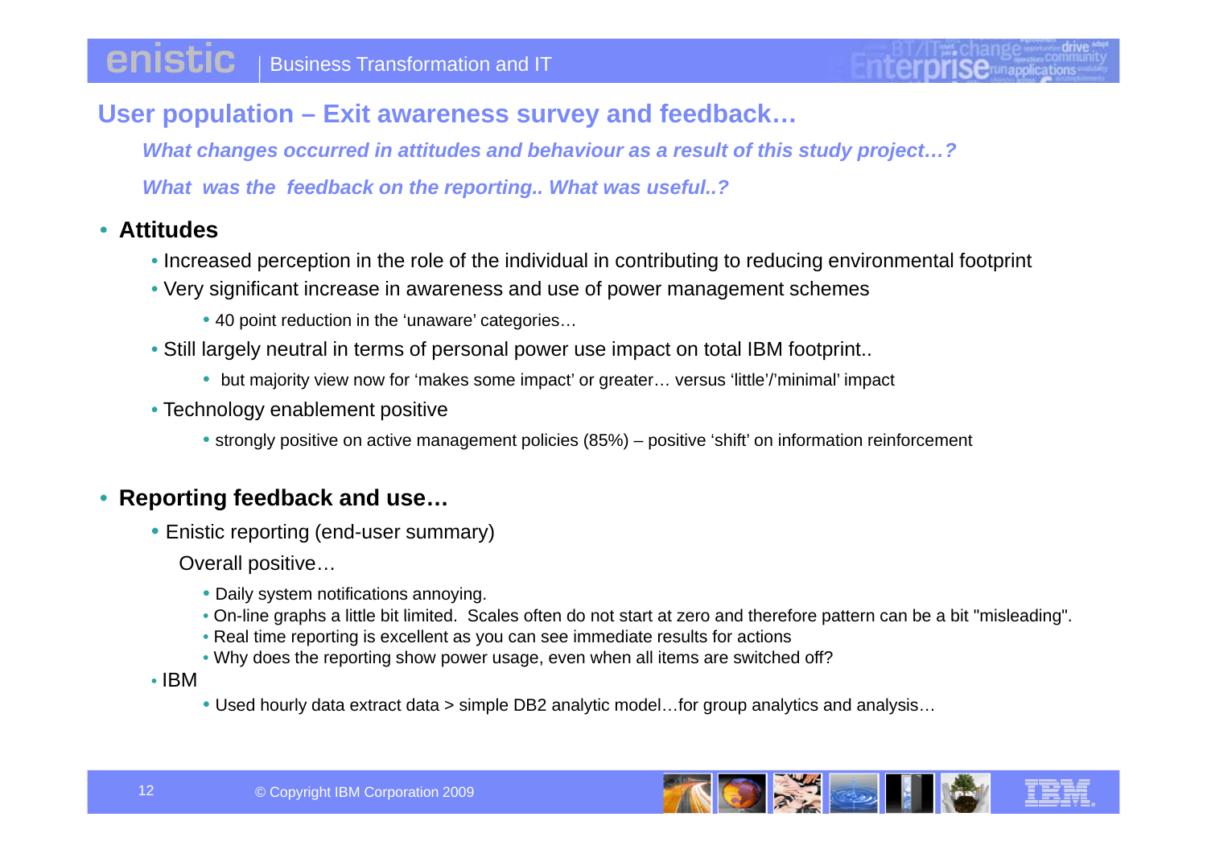## User population – Exit awareness survey and feedback…

*What changes occurred in attitudes and behaviour as a result of this study project…?*

*What was the feedback on the reporting.. What was useful..?*

- **Attitudes**
  - Increased perception in the role of the individual in contributing to reducing environmental footprint
  - Very significant increase in awareness and use of power management schemes
    - 40 point reduction in the 'unaware' categories…
  - Still largely neutral in terms of personal power use impact on total IBM footprint..
    - but majority view now for 'makes some impact' or greater… versus 'little'/'minimal' impact
  - Technology enablement positive
    - strongly positive on active management policies (85%) – positive 'shift' on information reinforcement

- **Reporting feedback and use…**
  - Enistic reporting (end-user summary)

    Overall positive…
    - Daily system notifications annoying.
    - On-line graphs a little bit limited. Scales often do not start at zero and therefore pattern can be a bit "misleading".
    - Real time reporting is excellent as you can see immediate results for actions
    - Why does the reporting show power usage, even when all items are switched off?
  - IBM
    - Used hourly data extract data > simple DB2 analytic model…for group analytics and analysis…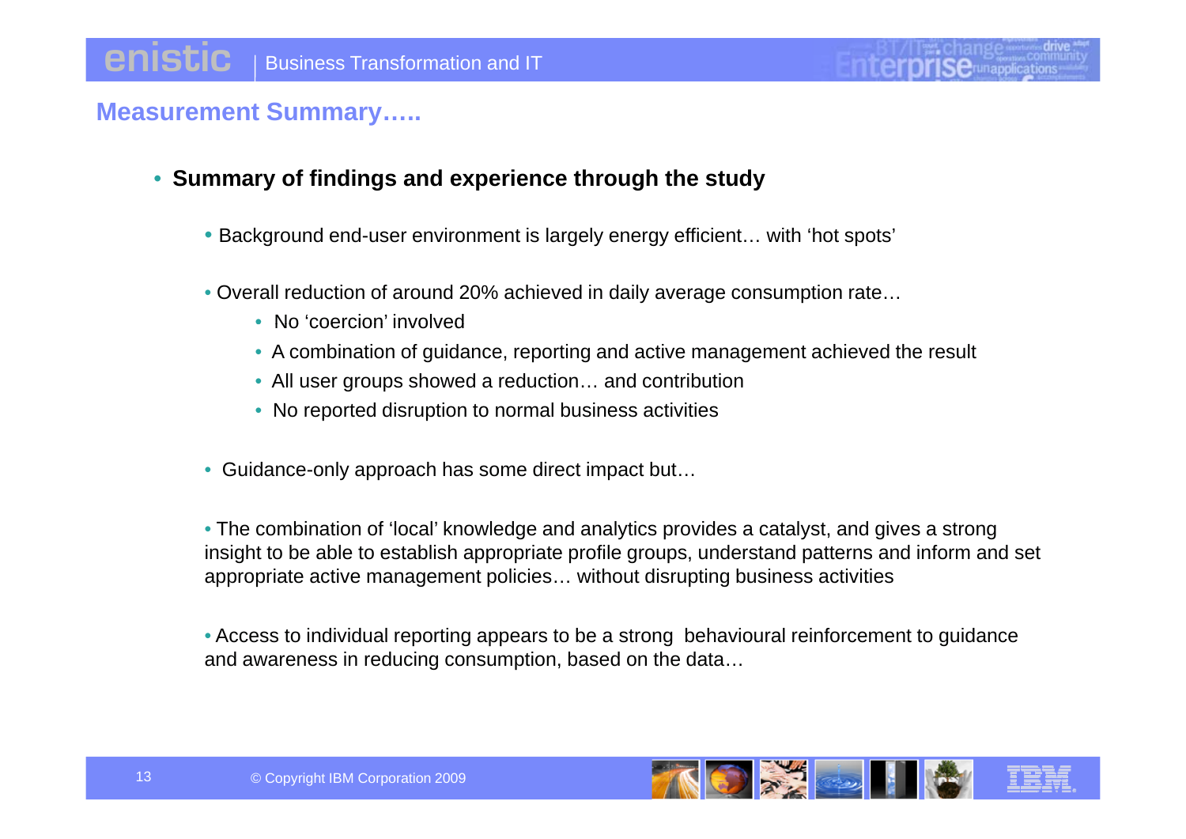## Measurement Summary…..

- **Summary of findings and experience through the study**
  - Background end-user environment is largely energy efficient… with 'hot spots'
  - Overall reduction of around 20% achieved in daily average consumption rate…
    - No 'coercion' involved
    - A combination of guidance, reporting and active management achieved the result
    - All user groups showed a reduction… and contribution
    - No reported disruption to normal business activities
  - Guidance-only approach has some direct impact but…
  - The combination of 'local' knowledge and analytics provides a catalyst, and gives a strong insight to be able to establish appropriate profile groups, understand patterns and inform and set appropriate active management policies… without disrupting business activities
  - Access to individual reporting appears to be a strong behavioural reinforcement to guidance and awareness in reducing consumption, based on the data…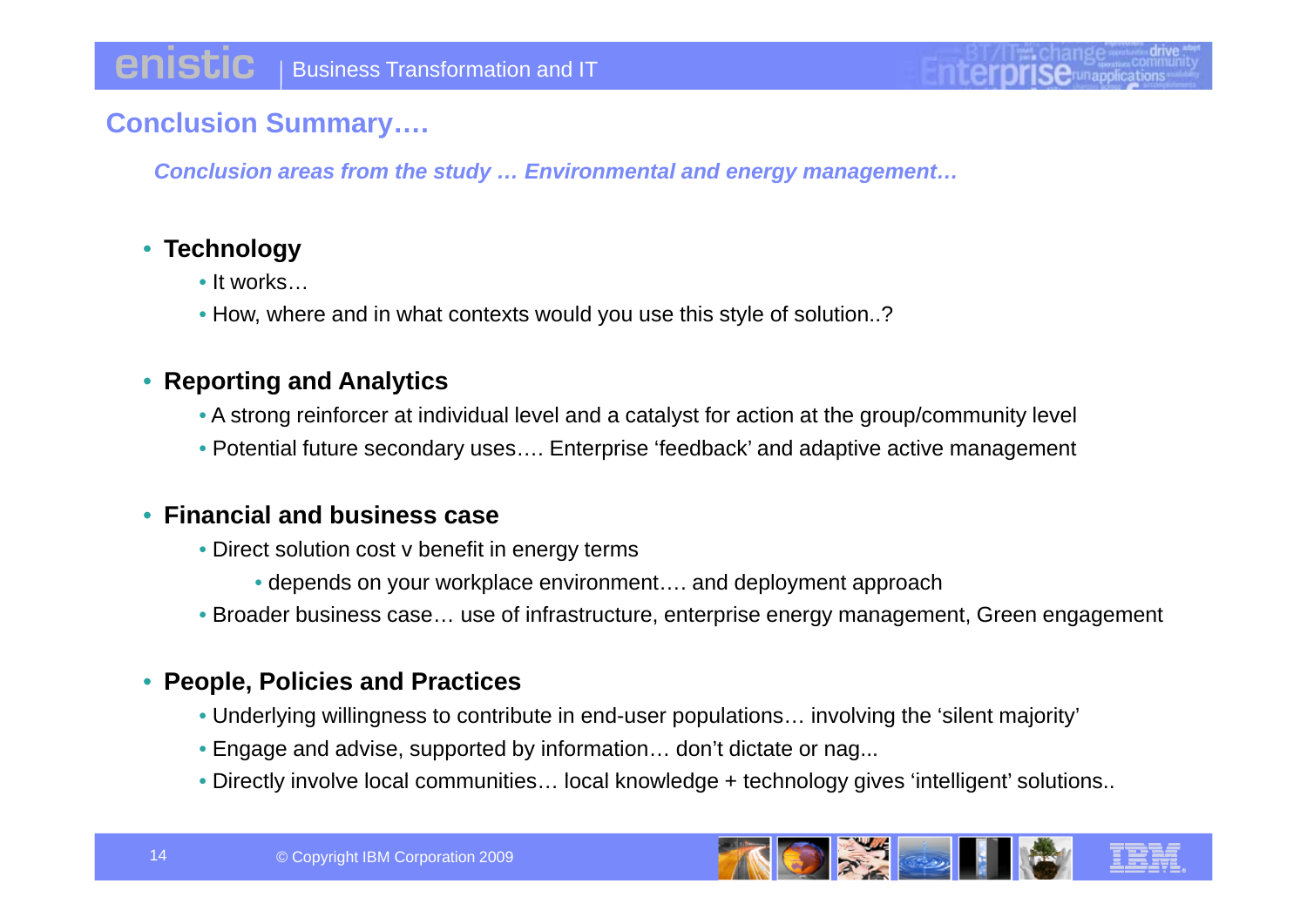## Conclusion Summary….

*Conclusion areas from the study … Environmental and energy management…*

- **Technology**
  - It works…
  - How, where and in what contexts would you use this style of solution..?
- **Reporting and Analytics**
  - A strong reinforcer at individual level and a catalyst for action at the group/community level
  - Potential future secondary uses…. Enterprise 'feedback' and adaptive active management
- **Financial and business case**
  - Direct solution cost v benefit in energy terms
    - depends on your workplace environment…. and deployment approach
  - Broader business case… use of infrastructure, enterprise energy management, Green engagement
- **People, Policies and Practices**
  - Underlying willingness to contribute in end-user populations… involving the 'silent majority'
  - Engage and advise, supported by information… don't dictate or nag...
  - Directly involve local communities… local knowledge + technology gives 'intelligent' solutions..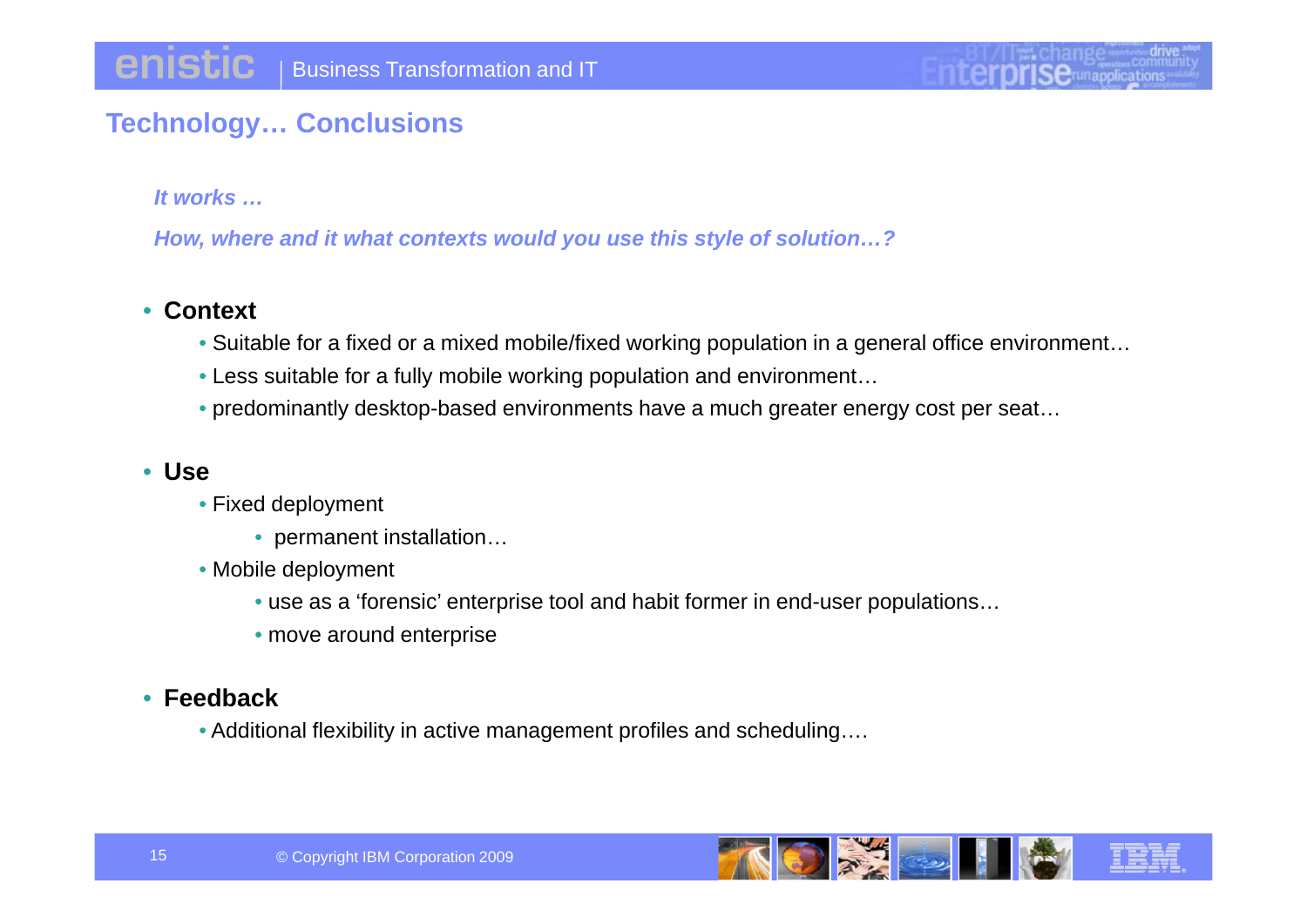## Technology… Conclusions

*It works …*

*How, where and it what contexts would you use this style of solution…?*

- **Context**
  - Suitable for a fixed or a mixed mobile/fixed working population in a general office environment…
  - Less suitable for a fully mobile working population and environment…
  - predominantly desktop-based environments have a much greater energy cost per seat…
- **Use**
  - Fixed deployment
    - permanent installation…
  - Mobile deployment
    - use as a 'forensic' enterprise tool and habit former in end-user populations…
    - move around enterprise
- **Feedback**
  - Additional flexibility in active management profiles and scheduling….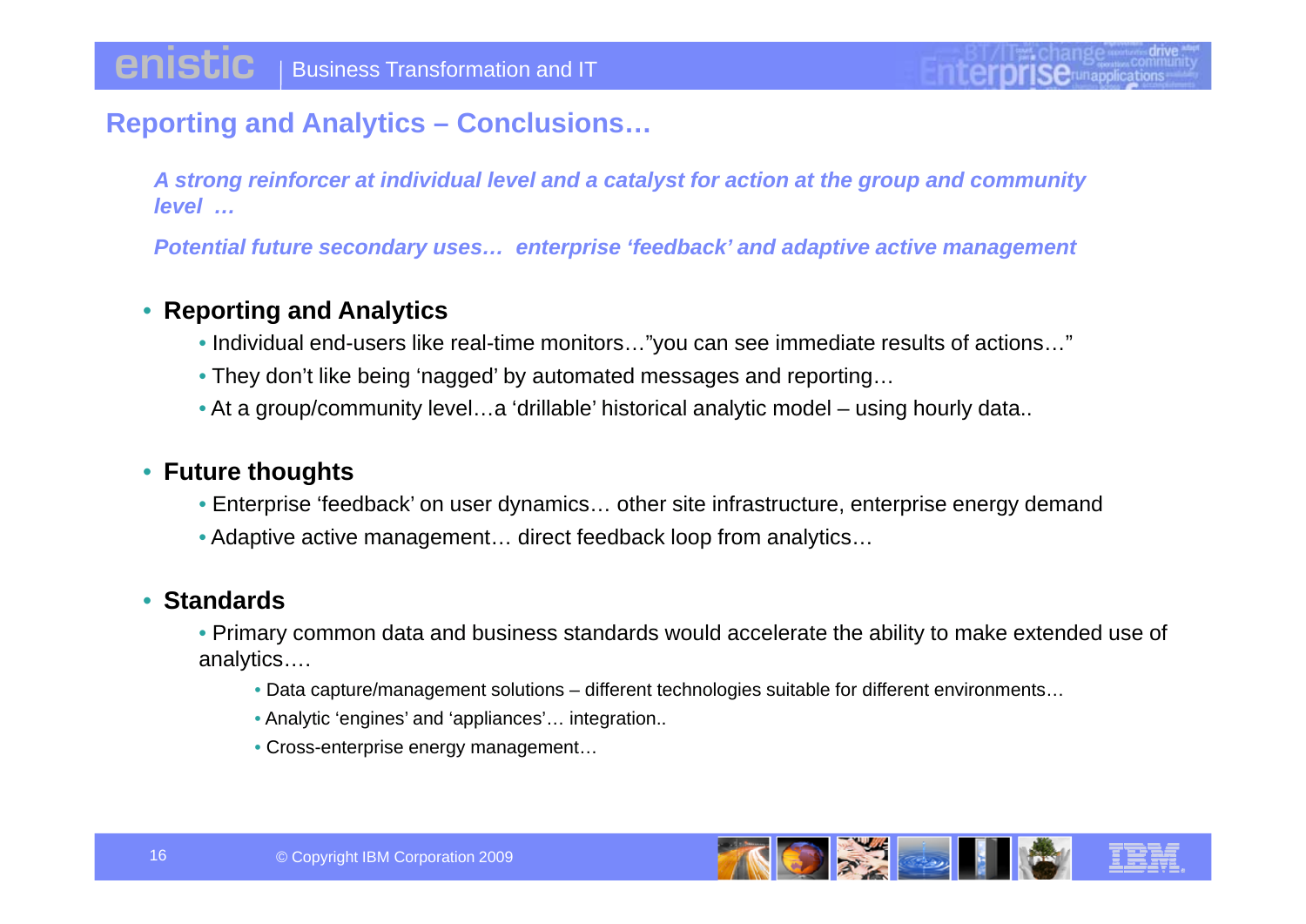## Reporting and Analytics – Conclusions…

***A strong reinforcer at individual level and a catalyst for action at the group and community level …***

***Potential future secondary uses… enterprise 'feedback' and adaptive active management***

- **Reporting and Analytics**
  - Individual end-users like real-time monitors…"you can see immediate results of actions…"
  - They don't like being 'nagged' by automated messages and reporting…
  - At a group/community level…a 'drillable' historical analytic model – using hourly data..
- **Future thoughts**
  - Enterprise 'feedback' on user dynamics… other site infrastructure, enterprise energy demand
  - Adaptive active management… direct feedback loop from analytics…
- **Standards**
  - Primary common data and business standards would accelerate the ability to make extended use of analytics….
    - Data capture/management solutions – different technologies suitable for different environments…
    - Analytic 'engines' and 'appliances'… integration..
    - Cross-enterprise energy management…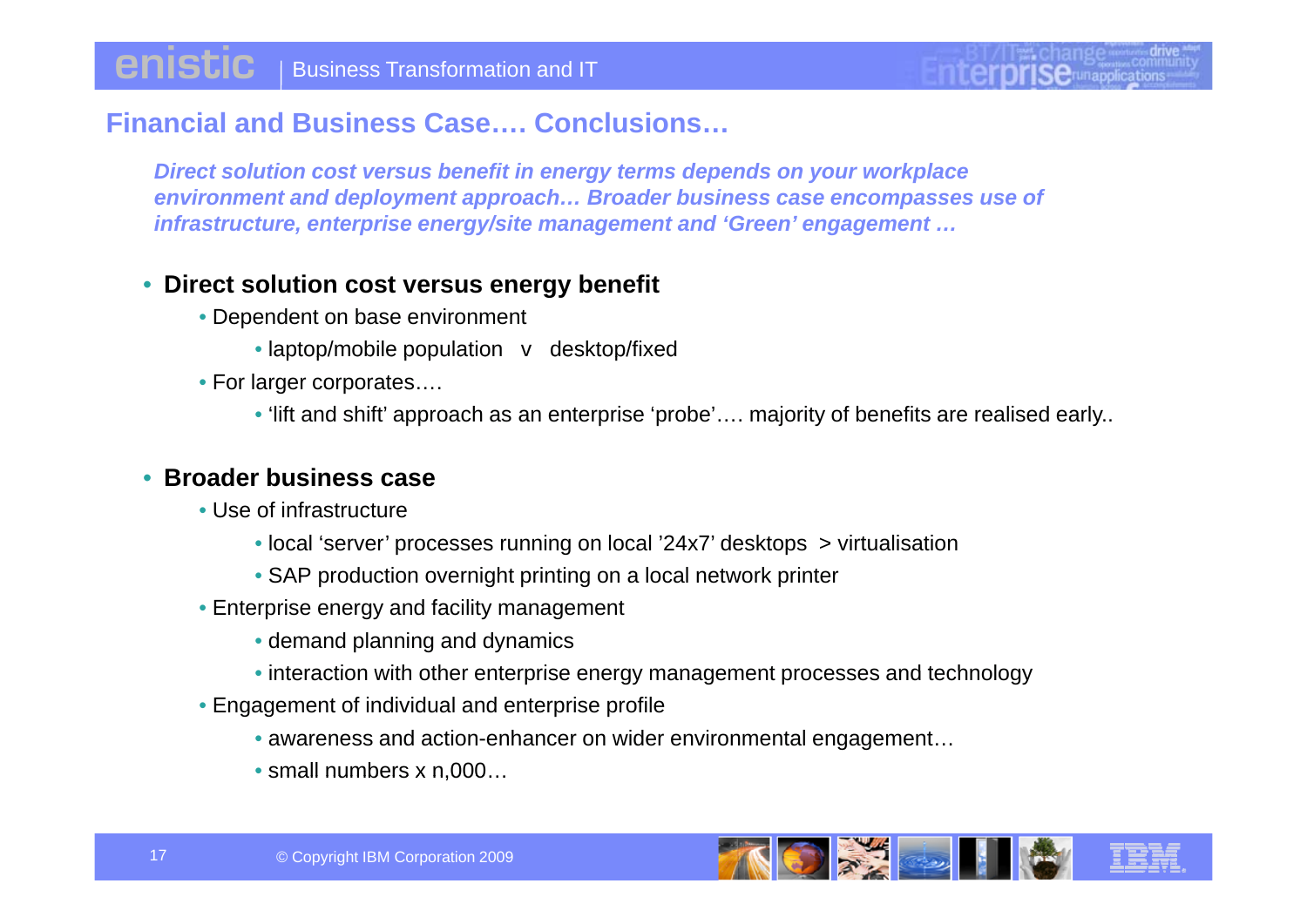## Financial and Business Case…. Conclusions…

***Direct solution cost versus benefit in energy terms depends on your workplace environment and deployment approach… Broader business case encompasses use of infrastructure, enterprise energy/site management and 'Green' engagement …***

- **Direct solution cost versus energy benefit**
  - Dependent on base environment
    - laptop/mobile population v desktop/fixed
  - For larger corporates….
    - 'lift and shift' approach as an enterprise 'probe'…. majority of benefits are realised early..
- **Broader business case**
  - Use of infrastructure
    - local 'server' processes running on local '24x7' desktops > virtualisation
    - SAP production overnight printing on a local network printer
  - Enterprise energy and facility management
    - demand planning and dynamics
    - interaction with other enterprise energy management processes and technology
  - Engagement of individual and enterprise profile
    - awareness and action-enhancer on wider environmental engagement…
    - small numbers x n,000…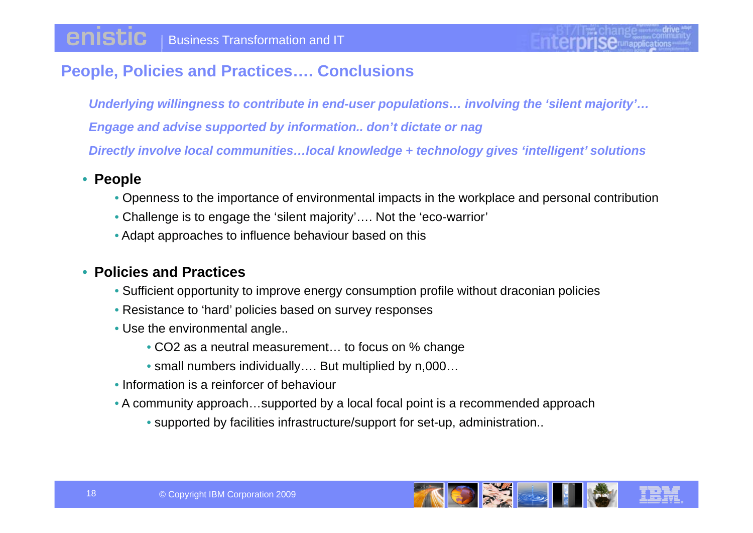## People, Policies and Practices…. Conclusions

***Underlying willingness to contribute in end-user populations… involving the 'silent majority'…***

***Engage and advise supported by information.. don't dictate or nag***

***Directly involve local communities…local knowledge + technology gives 'intelligent' solutions***

- **People**
  - Openness to the importance of environmental impacts in the workplace and personal contribution
  - Challenge is to engage the 'silent majority'…. Not the 'eco-warrior'
  - Adapt approaches to influence behaviour based on this

- **Policies and Practices**
  - Sufficient opportunity to improve energy consumption profile without draconian policies
  - Resistance to 'hard' policies based on survey responses
  - Use the environmental angle..
    - $CO_2$ as a neutral measurement… to focus on % change
    - small numbers individually…. But multiplied by n,000…
  - Information is a reinforcer of behaviour
  - A community approach…supported by a local focal point is a recommended approach
    - supported by facilities infrastructure/support for set-up, administration..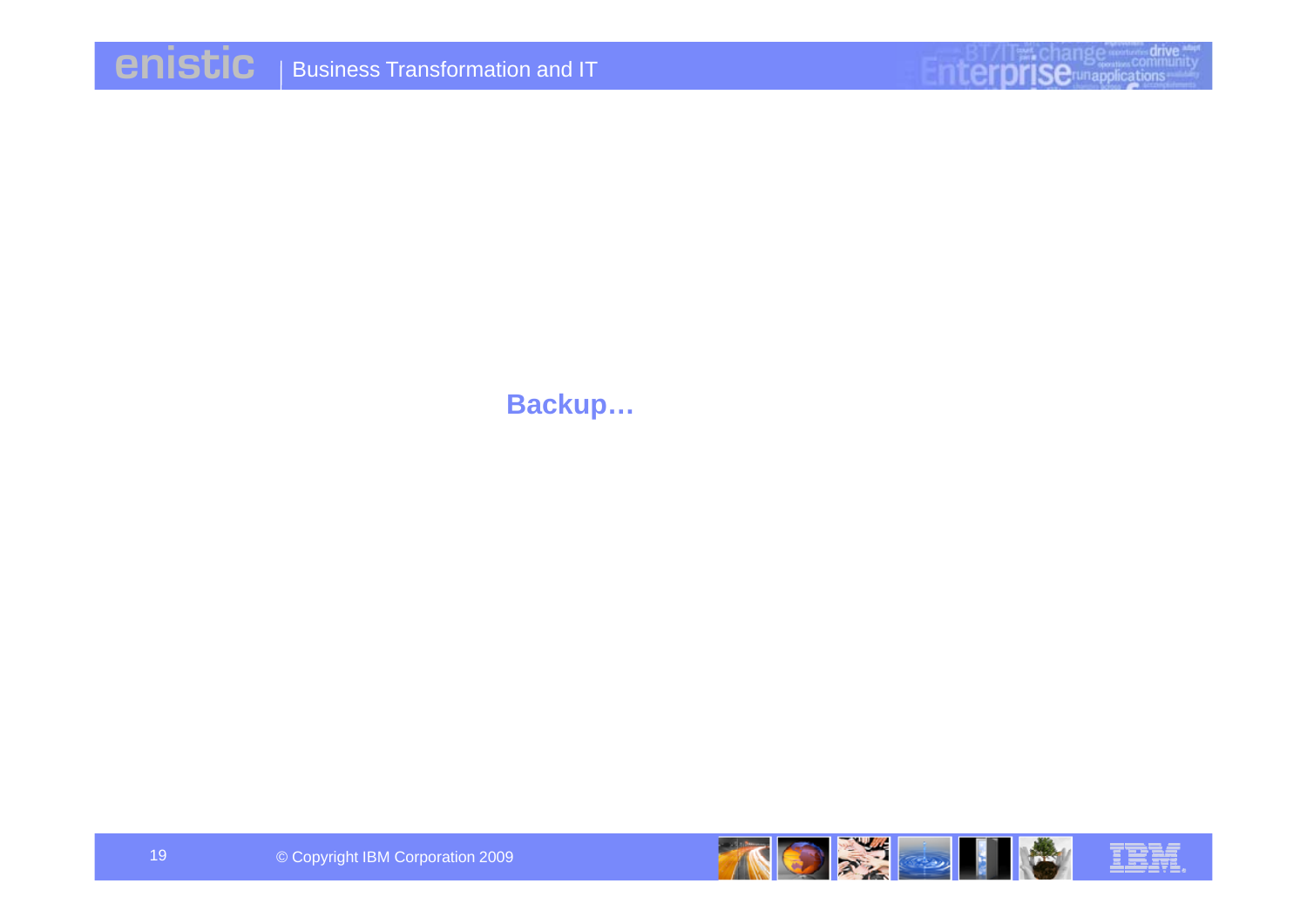**Backup…**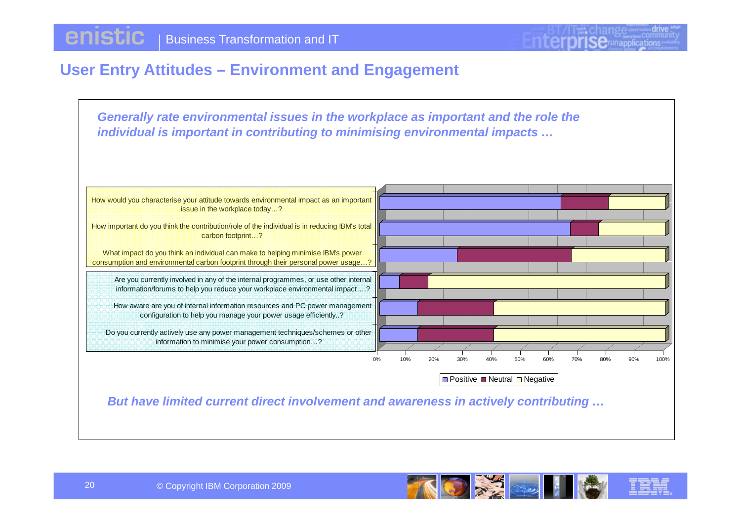## User Entry Attitudes – Environment and Engagement

***Generally rate environmental issues in the workplace as important and the role the individual is important in contributing to minimising environmental impacts …***

How would you characterise your attitude towards environmental impact as an important issue in the workplace today…?

How important do you think the contribution/role of the individual is in reducing IBM's total carbon footprint…?

What impact do you think an individual can make to helping minimise IBM's power consumption and environmental carbon footprint through their personal power usage…?

Are you currently involved in any of the internal programmes, or use other internal information/forums to help you reduce your workplace environmental impact….?

How aware are you of internal information resources and PC power management configuration to help you manage your power usage efficiently..?

Do you currently actively use any power management techniques/schemes or other information to minimise your power consumption…?

0% 10% 20% 30% 40% 50% 60% 70% 80% 90% 100%

Positive Neutral Negative

***But have limited current direct involvement and awareness in actively contributing …***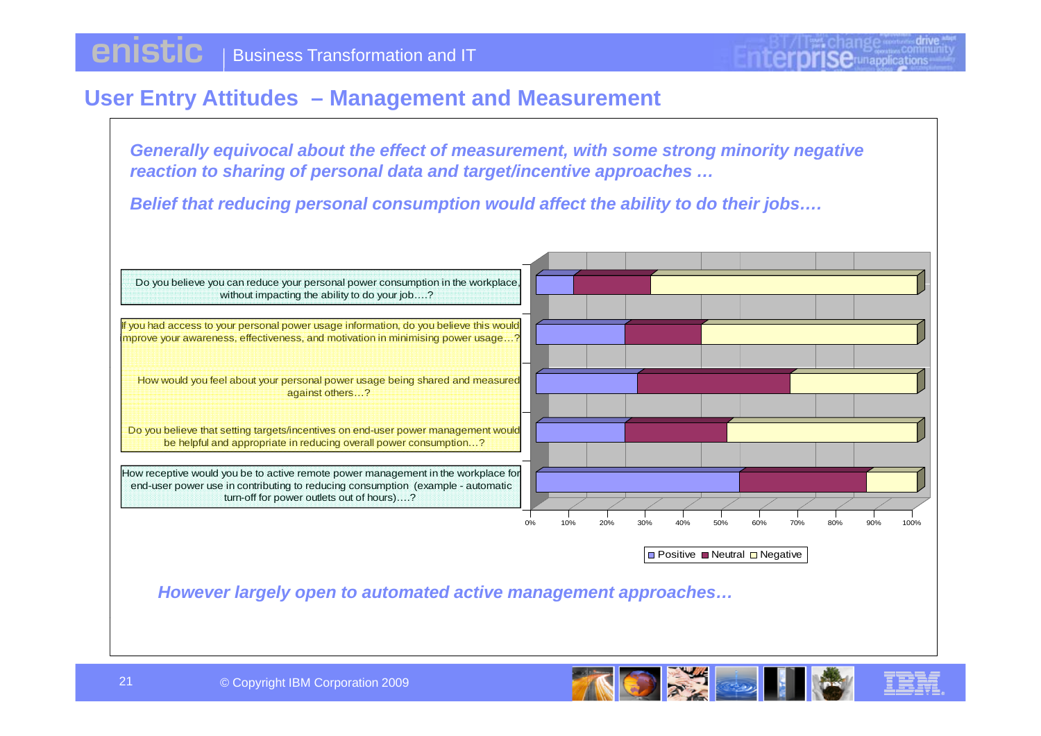## User Entry Attitudes – Management and Measurement

***Generally equivocal about the effect of measurement, with some strong minority negative reaction to sharing of personal data and target/incentive approaches …***

***Belief that reducing personal consumption would affect the ability to do their jobs….***

Do you believe you can reduce your personal power consumption in the workplace, without impacting the ability to do your job….?

If you had access to your personal power usage information, do you believe this would improve your awareness, effectiveness, and motivation in minimising power usage…?

How would you feel about your personal power usage being shared and measured against others…?

Do you believe that setting targets/incentives on end-user power management would be helpful and appropriate in reducing overall power consumption…?

How receptive would you be to active remote power management in the workplace for end-user power use in contributing to reducing consumption (example - automatic turn-off for power outlets out of hours)….?

0% 10% 20% 30% 40% 50% 60% 70% 80% 90% 100%

Positive Neutral Negative

***However largely open to automated active management approaches…***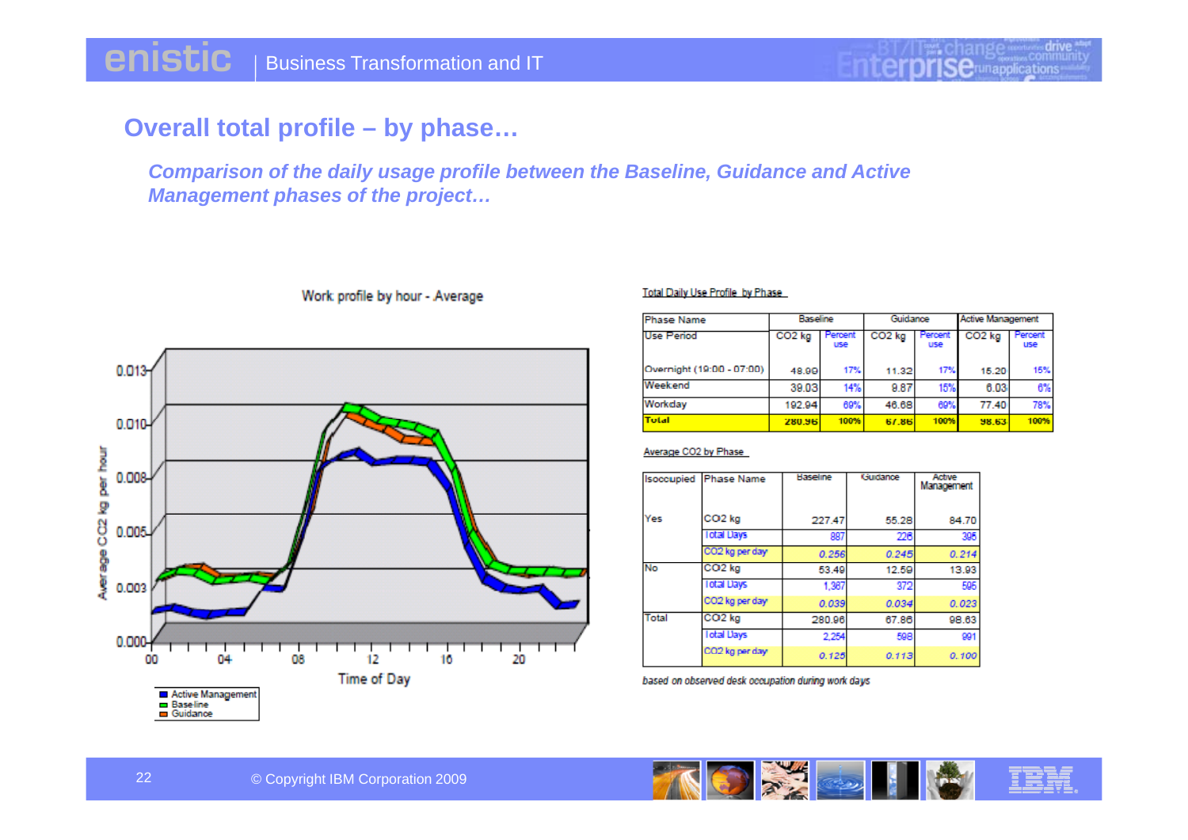## Overall total profile – by phase…

***Comparison of the daily usage profile between the Baseline, Guidance and Active Management phases of the project…***

Work profile by hour - Average

Average CO2 kg per hour

0.013
0.010
0.008
0.005
0.003
0.000

00 04 08 12 16 20

Time of Day

Active Management
Baseline
Guidance

Total Daily Use Profile by Phase

| Phase Name | Baseline | | Guidance | | Active Management | |
|---|---|---|---|---|---|---|
| Use Period | $CO_2$ kg | Percent use | $CO_2$ kg | Percent use | $CO_2$ kg | Percent use |
| Overnight (19:00 - 07:00) | 48.99 | 17% | 11.32 | 17% | 15.20 | 15% |
| Weekend | 39.03 | 14% | 9.87 | 15% | 6.03 | 6% |
| Workday | 192.94 | 69% | 46.68 | 69% | 77.40 | 78% |
| **Total** | **280.96** | **100%** | **67.86** | **100%** | **98.63** | **100%** |

Average CO2 by Phase

| Isoccupied | Phase Name | Baseline | Guidance | Active Management |
|---|---|---|---|---|
| Yes | $CO_2$ kg | 227.47 | 55.28 | 84.70 |
| | Total Days | 887 | 226 | 395 |
| | $CO_2$ kg per day | 0.256 | 0.245 | 0.214 |
| No | $CO_2$ kg | 53.49 | 12.59 | 13.93 |
| | Total Days | 1,367 | 372 | 596 |
| | $CO_2$ kg per day | 0.039 | 0.034 | 0.023 |
| Total | $CO_2$ kg | 280.96 | 67.86 | 98.63 |
| | Total Days | 2,254 | 598 | 991 |
| | $CO_2$ kg per day | 0.125 | 0.113 | 0.100 |

*based on observed desk occupation during work days*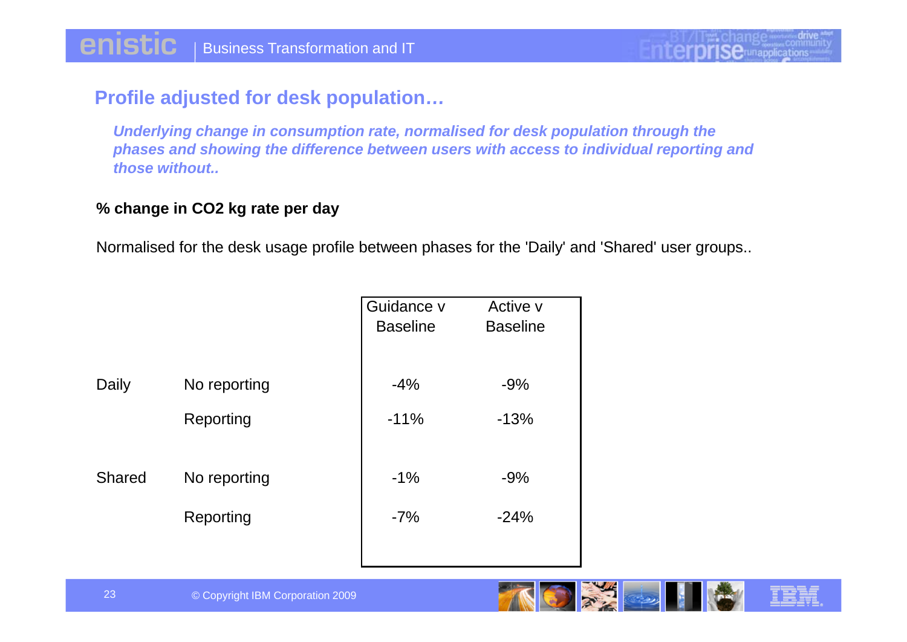## Profile adjusted for desk population…

***Underlying change in consumption rate, normalised for desk population through the phases and showing the difference between users with access to individual reporting and those without..***

**% change in CO2 kg rate per day**

Normalised for the desk usage profile between phases for the 'Daily' and 'Shared' user groups..

| | | Guidance v Baseline | Active v Baseline |
|---|---|---|---|
| Daily | No reporting | -4% | -9% |
| | Reporting | -11% | -13% |
| Shared | No reporting | -1% | -9% |
| | Reporting | -7% | -24% |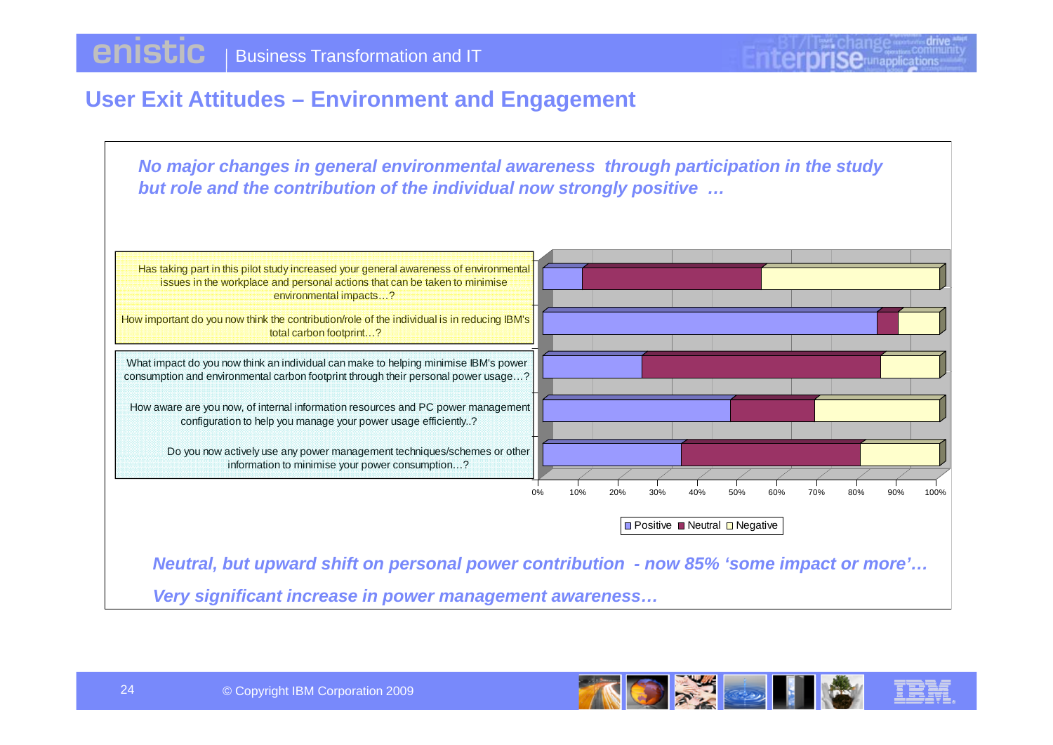## User Exit Attitudes – Environment and Engagement

***No major changes in general environmental awareness through participation in the study but role and the contribution of the individual now strongly positive …***

Has taking part in this pilot study increased your general awareness of environmental issues in the workplace and personal actions that can be taken to minimise environmental impacts…?

How important do you now think the contribution/role of the individual is in reducing IBM's total carbon footprint…?

What impact do you now think an individual can make to helping minimise IBM's power consumption and environmental carbon footprint through their personal power usage…?

How aware are you now, of internal information resources and PC power management configuration to help you manage your power usage efficiently..?

Do you now actively use any power management techniques/schemes or other information to minimise your power consumption…?

0% 10% 20% 30% 40% 50% 60% 70% 80% 90% 100%

Positive Neutral Negative

***Neutral, but upward shift on personal power contribution - now 85% 'some impact or more'…***

***Very significant increase in power management awareness…***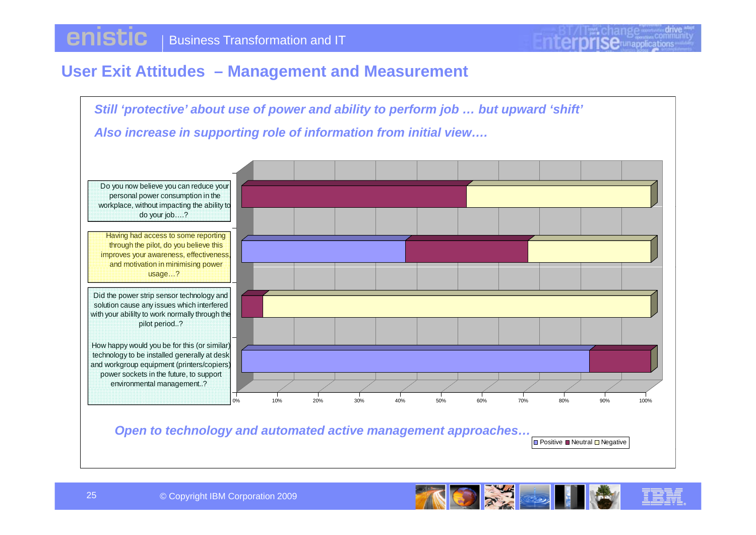## User Exit Attitudes – Management and Measurement

***Still 'protective' about use of power and ability to perform job … but upward 'shift'***

***Also increase in supporting role of information from initial view….***

Do you now believe you can reduce your personal power consumption in the workplace, without impacting the ability to do your job….?

Having had access to some reporting through the pilot, do you believe this improves your awareness, effectiveness, and motivation in minimising power usage…?

Did the power strip sensor technology and solution cause any issues which interfered with your abililty to work normally through the pilot period..?

How happy would you be for this (or similar) technology to be installed generally at desk and workgroup equipment (printers/copiers) power sockets in the future, to support environmental management..?

0% 10% 20% 30% 40% 50% 60% 70% 80% 90% 100%

Positive Neutral Negative

***Open to technology and automated active management approaches…***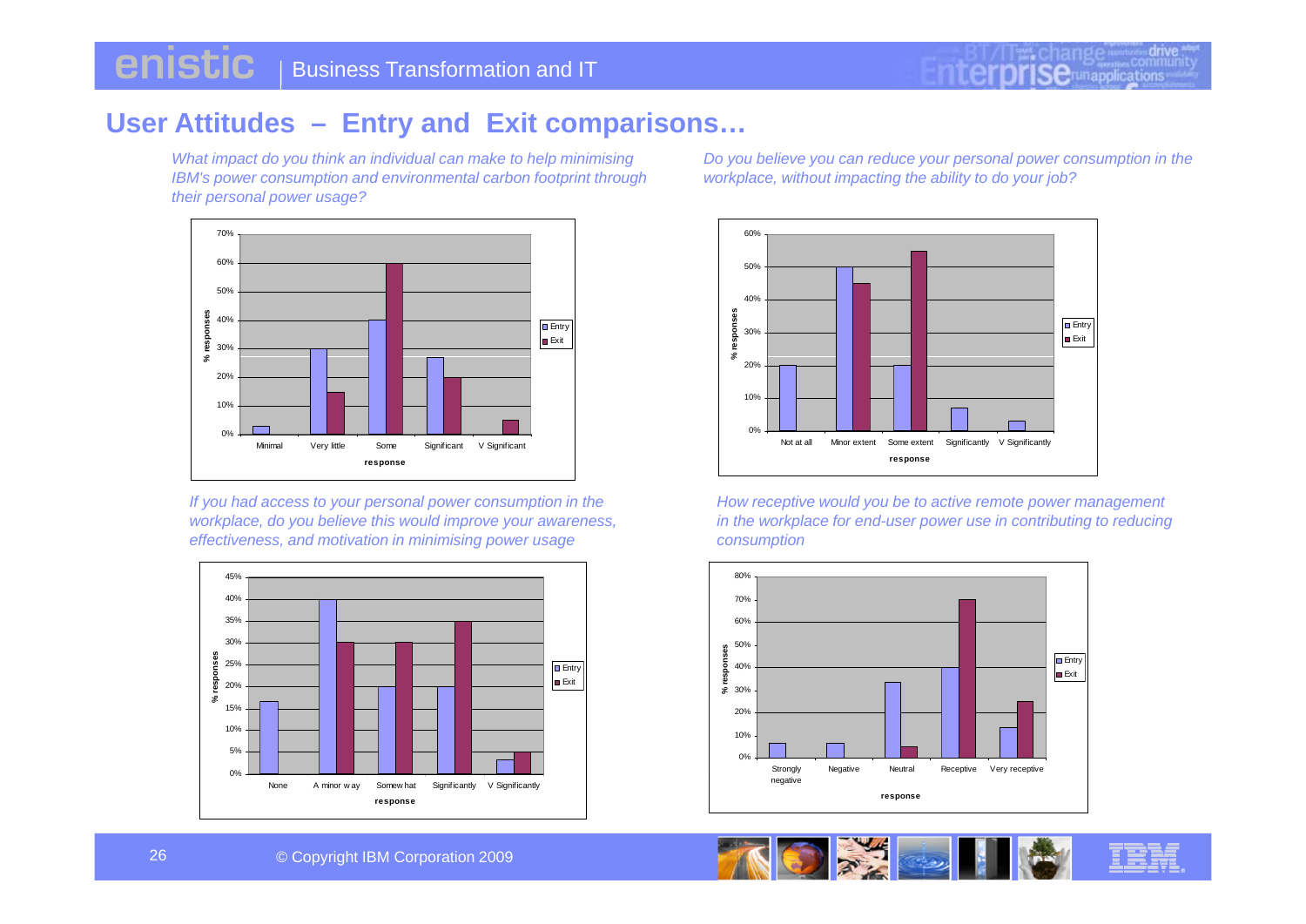# User Attitudes – Entry and Exit comparisons…

*What impact do you think an individual can make to help minimising IBM's power consumption and environmental carbon footprint through their personal power usage?*

70%
60%
50%
40%
30%
20%
10%
0%
% responses
Minimal
Very little
Some
Significant
V Significant
response
Entry
Exit

*Do you believe you can reduce your personal power consumption in the workplace, without impacting the ability to do your job?*

60%
50%
40%
30%
20%
10%
0%
% responses
Not at all
Minor extent
Some extent
Significantly
V Significantly
response
Entry
Exit

*If you had access to your personal power consumption in the workplace, do you believe this would improve your awareness, effectiveness, and motivation in minimising power usage*

45%
40%
35%
30%
25%
20%
15%
10%
5%
0%
% responses
None
A minor way
Somewhat
Significantly
V Significantly
response
Entry
Exit

*How receptive would you be to active remote power management in the workplace for end-user power use in contributing to reducing consumption*

80%
70%
60%
50%
40%
30%
20%
10%
0%
% responses
Strongly negative
Negative
Neutral
Receptive
Very receptive
response
Entry
Exit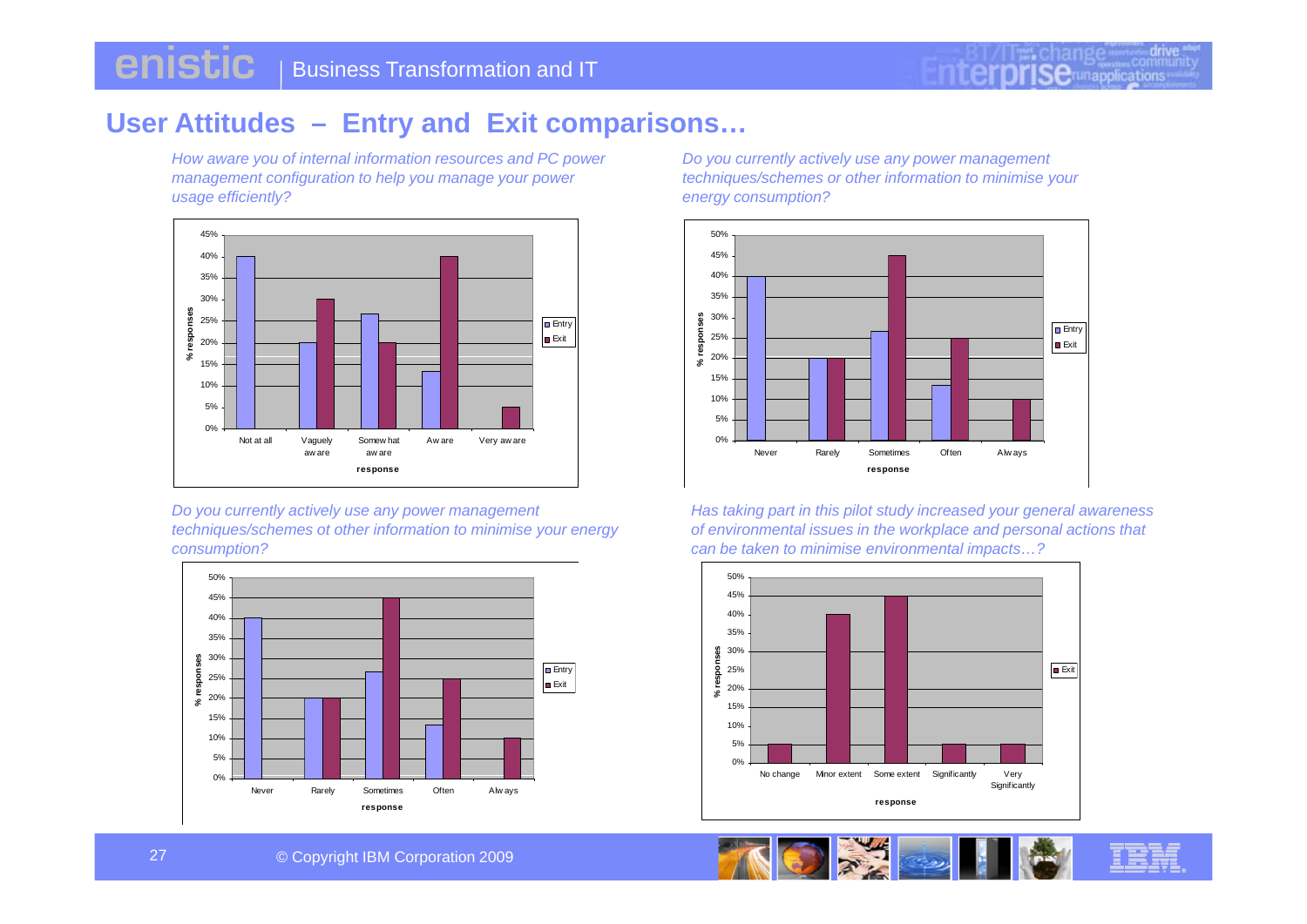## User Attitudes – Entry and Exit comparisons…

*How aware you of internal information resources and PC power management configuration to help you manage your power usage efficiently?*

45%
40%
35%
30%
25%
20%
15%
10%
5%
0%

% responses

Not at all
Vaguely aware
Somewhat aware
Aware
Very aware

response

Entry
Exit

*Do you currently actively use any power management techniques/schemes or other information to minimise your energy consumption?*

50%
45%
40%
35%
30%
25%
20%
15%
10%
5%
0%

% responses

Never
Rarely
Sometimes
Often
Always

response

Entry
Exit

*Do you currently actively use any power management techniques/schemes ot other information to minimise your energy consumption?*

50%
45%
40%
35%
30%
25%
20%
15%
10%
5%
0%

% responses

Never
Rarely
Sometimes
Often
Always

response

Entry
Exit

*Has taking part in this pilot study increased your general awareness of environmental issues in the workplace and personal actions that can be taken to minimise environmental impacts…?*

50%
45%
40%
35%
30%
25%
20%
15%
10%
5%
0%

% responses

No change
Minor extent
Some extent
Significantly
Very Significantly

response

Exit